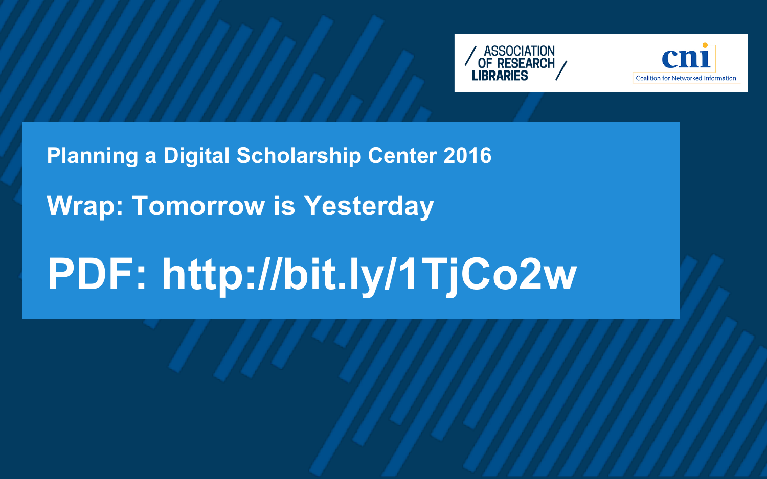ASSOCIATION OF RESEARCH LIBRARIES

cni
Coalition for Networked Information

## Planning a Digital Scholarship Center 2016

# Wrap: Tomorrow is Yesterday

# PDF: http://bit.ly/1TjCo2w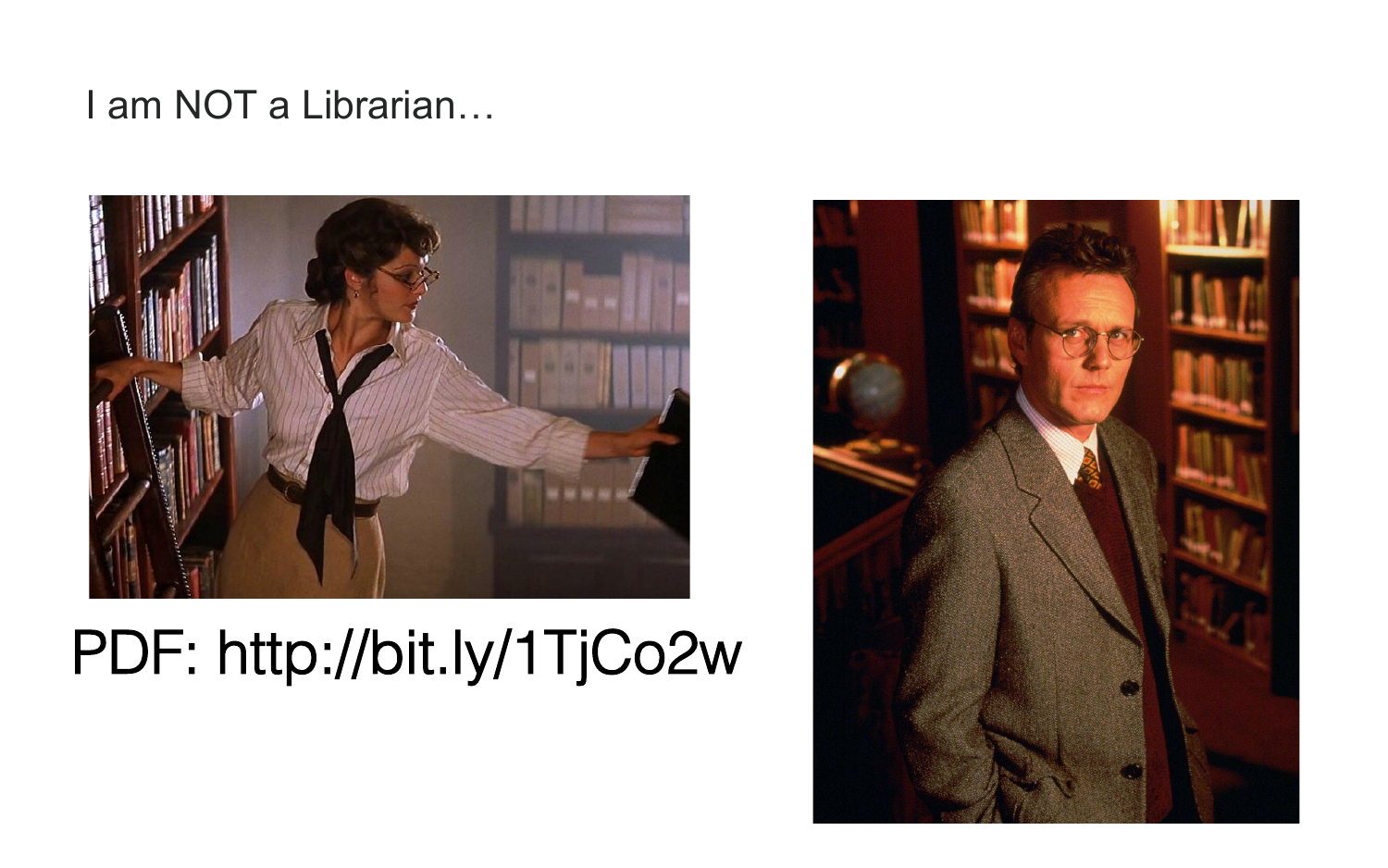I am NOT a Librarian…

PDF: http://bit.ly/1TjCo2w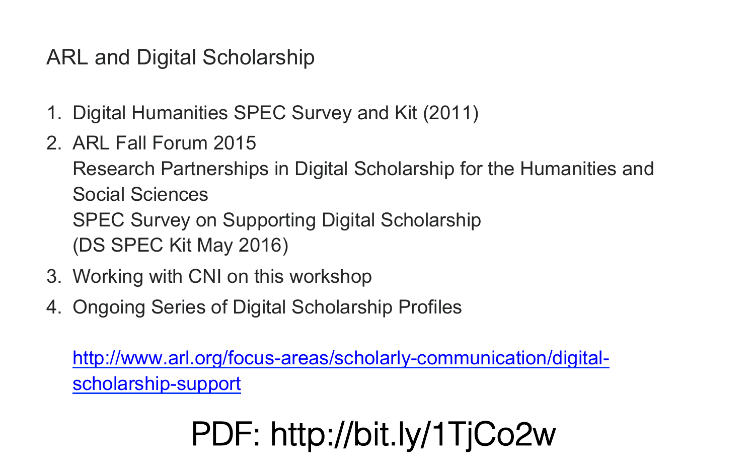# ARL and Digital Scholarship

1. Digital Humanities SPEC Survey and Kit (2011)
2. ARL Fall Forum 2015
   Research Partnerships in Digital Scholarship for the Humanities and Social Sciences
   SPEC Survey on Supporting Digital Scholarship
   (DS SPEC Kit May 2016)
3. Working with CNI on this workshop
4. Ongoing Series of Digital Scholarship Profiles

   http://www.arl.org/focus-areas/scholarly-communication/digital-scholarship-support

PDF: http://bit.ly/1TjCo2w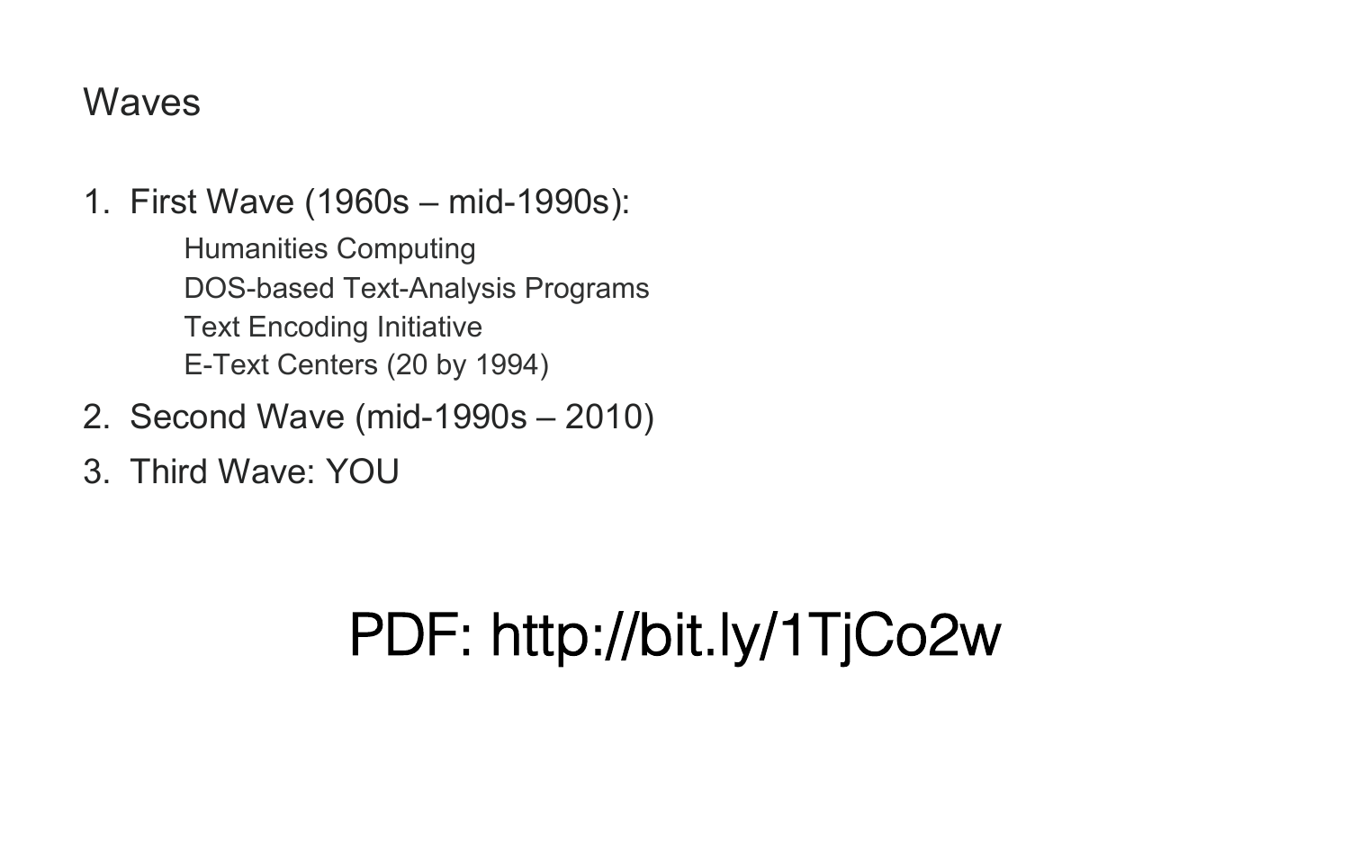# Waves

1. First Wave (1960s – mid-1990s):
   - Humanities Computing
   - DOS-based Text-Analysis Programs
   - Text Encoding Initiative
   - E-Text Centers (20 by 1994)
2. Second Wave (mid-1990s – 2010)
3. Third Wave: YOU

PDF: http://bit.ly/1TjCo2w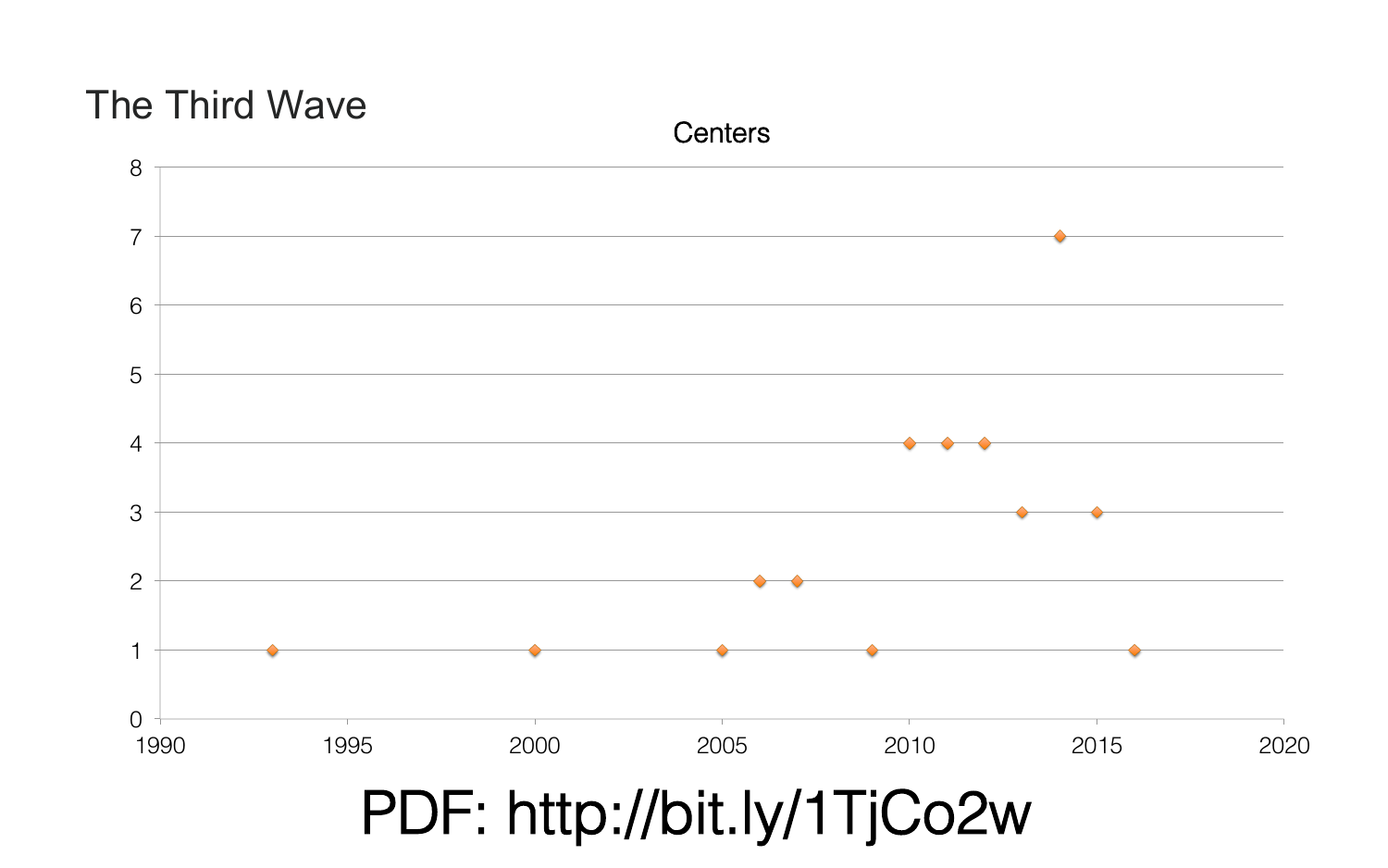# The Third Wave

Centers

PDF: http://bit.ly/1TjCo2w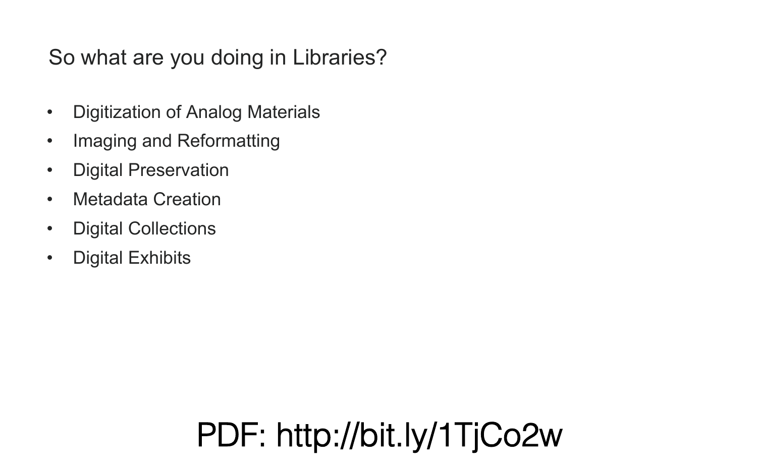## So what are you doing in Libraries?

- Digitization of Analog Materials
- Imaging and Reformatting
- Digital Preservation
- Metadata Creation
- Digital Collections
- Digital Exhibits

PDF: http://bit.ly/1TjCo2w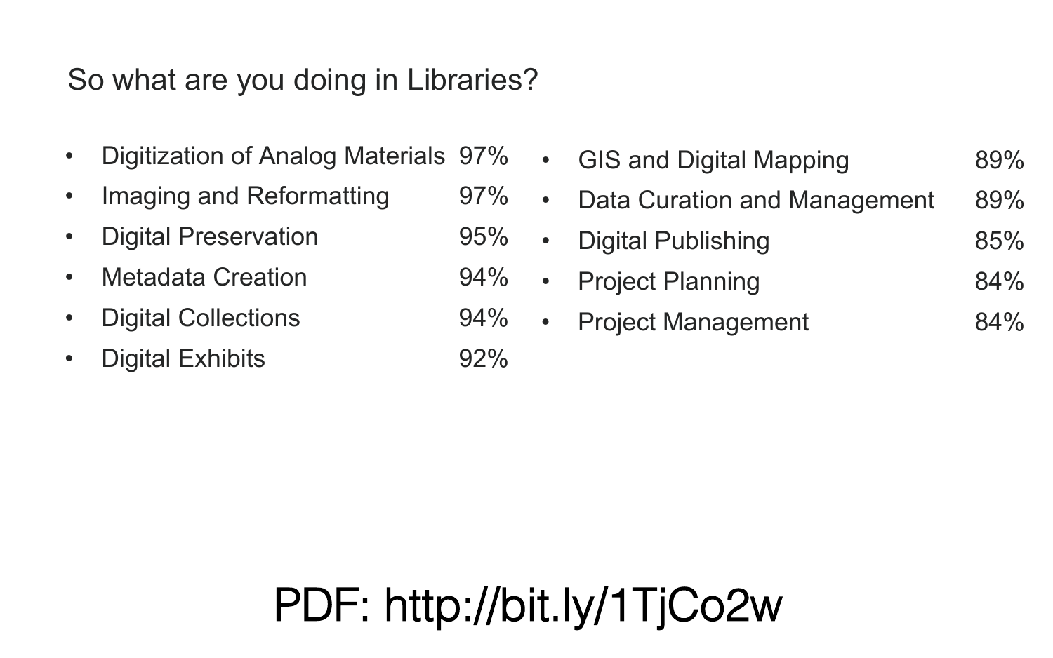## So what are you doing in Libraries?

- Digitization of Analog Materials 97%
- Imaging and Reformatting 97%
- Digital Preservation 95%
- Metadata Creation 94%
- Digital Collections 94%
- Digital Exhibits 92%
- GIS and Digital Mapping 89%
- Data Curation and Management 89%
- Digital Publishing 85%
- Project Planning 84%
- Project Management 84%

PDF: http://bit.ly/1TjCo2w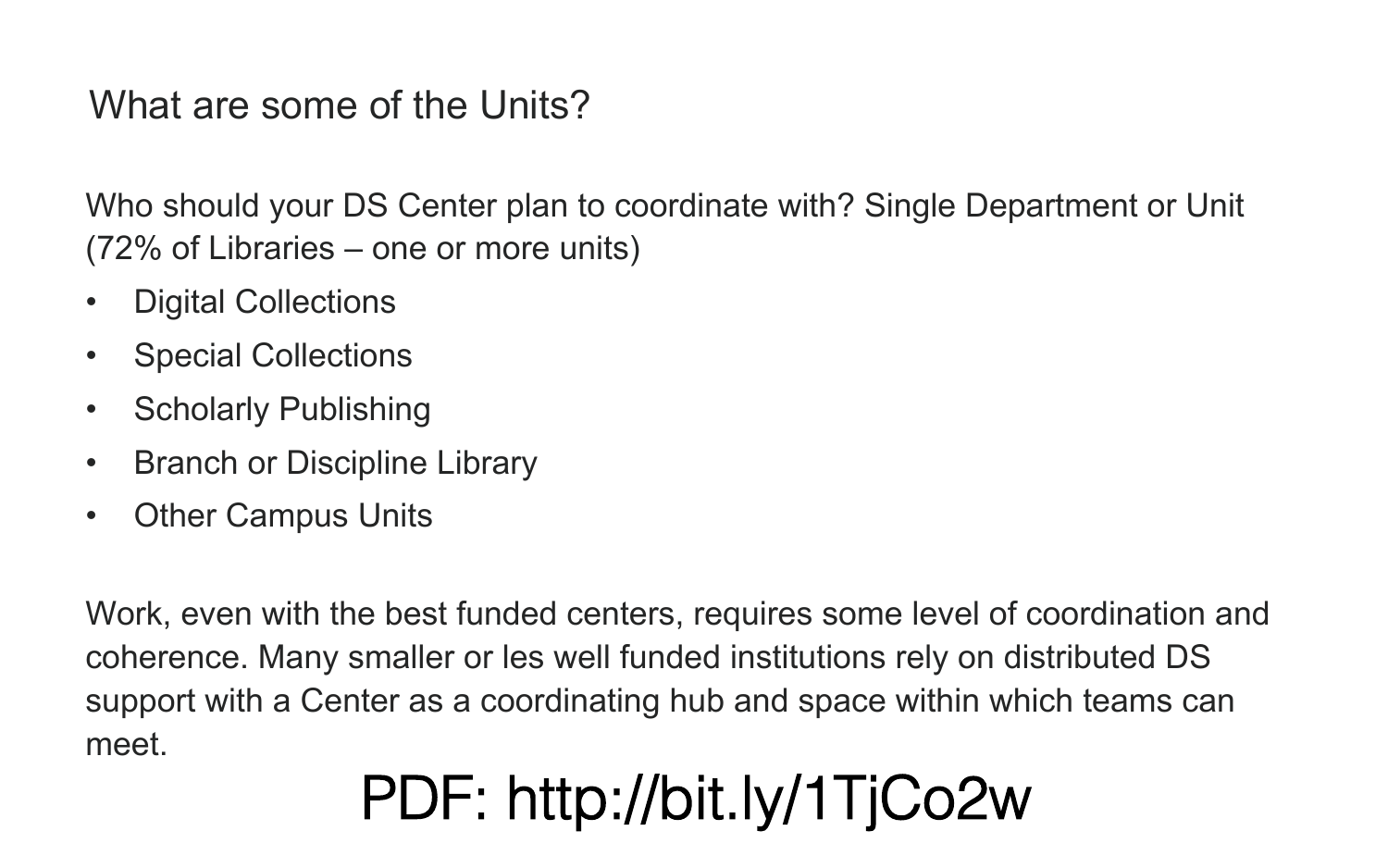## What are some of the Units?

Who should your DS Center plan to coordinate with? Single Department or Unit (72% of Libraries – one or more units)

- Digital Collections
- Special Collections
- Scholarly Publishing
- Branch or Discipline Library
- Other Campus Units

Work, even with the best funded centers, requires some level of coordination and coherence. Many smaller or les well funded institutions rely on distributed DS support with a Center as a coordinating hub and space within which teams can meet.

PDF: http://bit.ly/1TjCo2w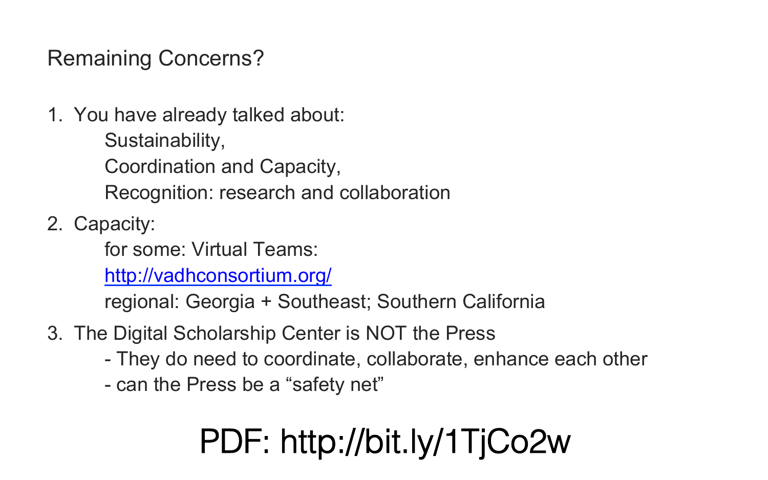# Remaining Concerns?

1. You have already talked about:
   Sustainability,
   Coordination and Capacity,
   Recognition: research and collaboration
2. Capacity:
   for some: Virtual Teams:
   [http://vadhconsortium.org/](http://vadhconsortium.org/)
   regional: Georgia + Southeast; Southern California
3. The Digital Scholarship Center is NOT the Press
   - They do need to coordinate, collaborate, enhance each other
   - can the Press be a "safety net"

**PDF: http://bit.ly/1TjCo2w**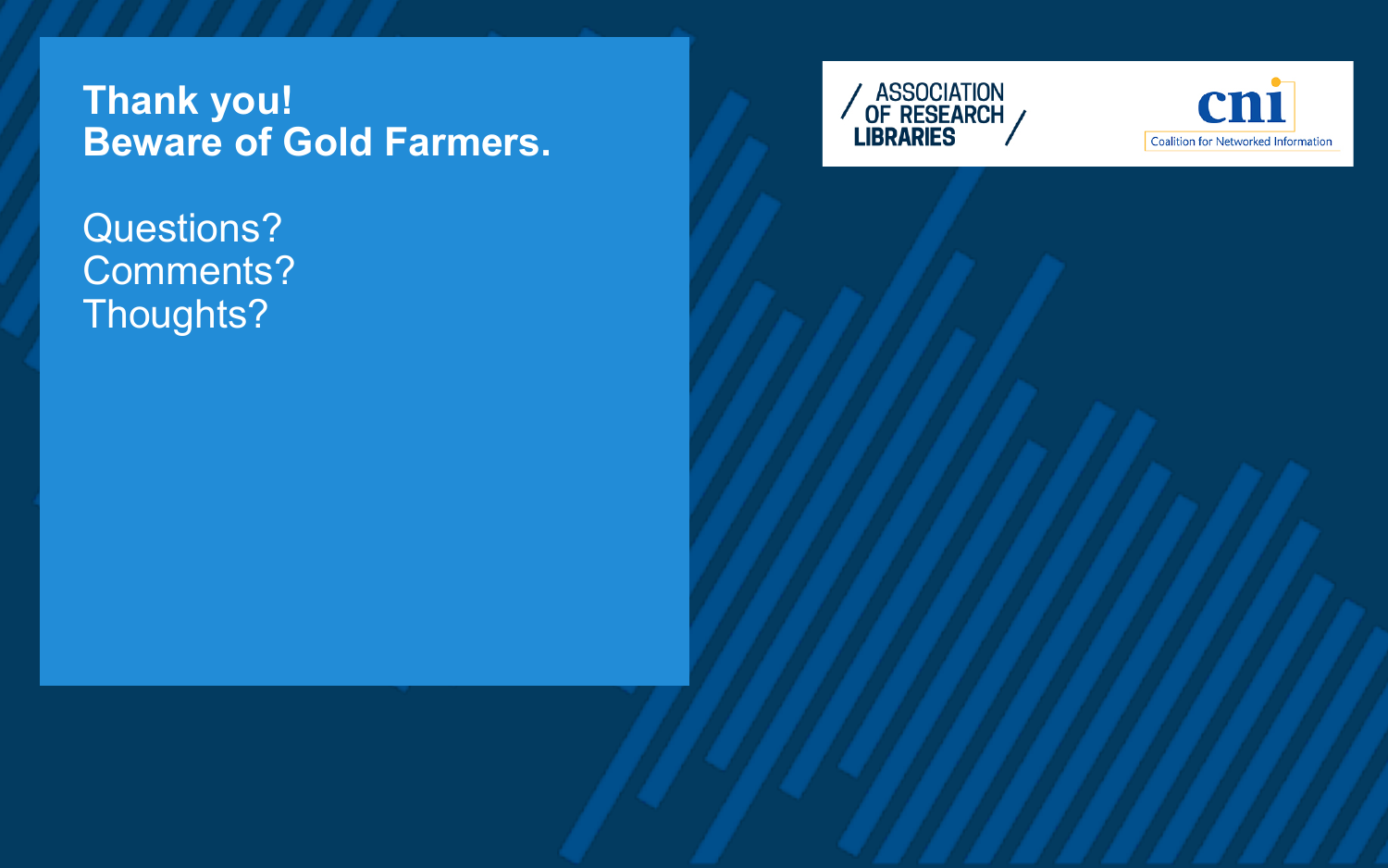**Thank you!**
**Beware of Gold Farmers.**

Questions?
Comments?
Thoughts?

ASSOCIATION OF RESEARCH LIBRARIES

cni
Coalition for Networked Information